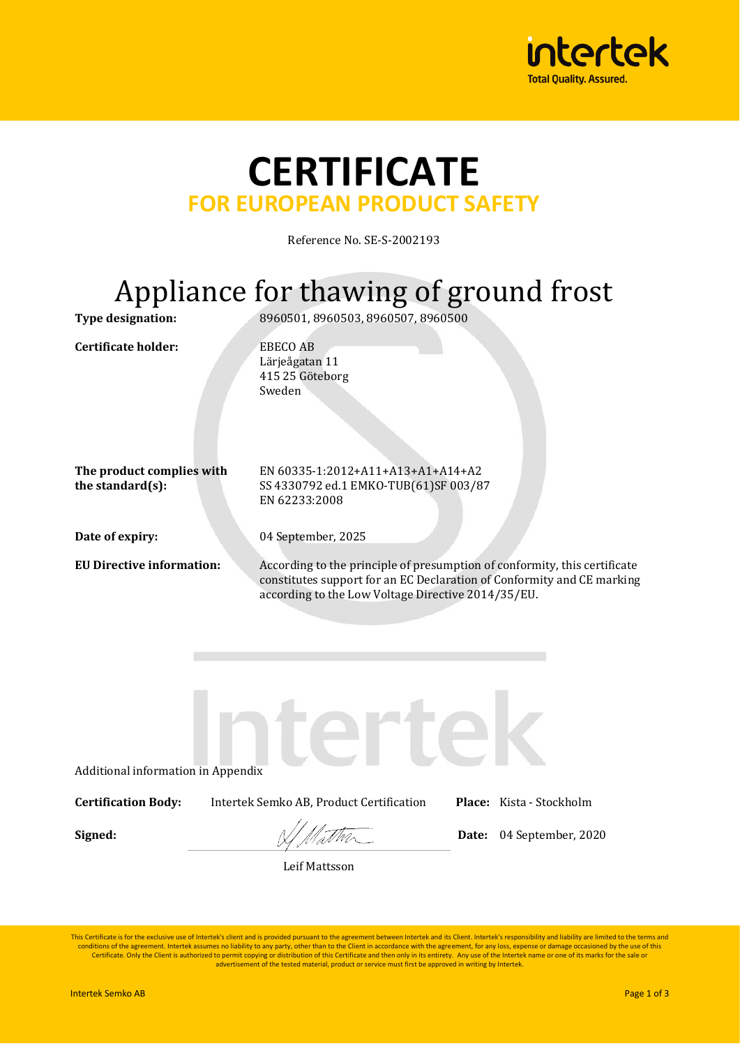# CERTIFICATE

## FOR EUROPEAN PRODUCT SAFETY

Reference No. SE-S-2002193

# Appliance for thawing of ground frost

| | |
|---|---|
| **Type designation:** | 8960501, 8960503, 8960507, 8960500 |
| **Certificate holder:** | EBECO AB<br>Lärjeågatan 11<br>415 25 Göteborg<br>Sweden |
| **The product complies with the standard(s):** | EN 60335-1:2012+A11+A13+A1+A14+A2<br>SS 4330792 ed.1 EMKO-TUB(61)SF 003/87<br>EN 62233:2008 |
| **Date of expiry:** | 04 September, 2025 |
| **EU Directive information:** | According to the principle of presumption of conformity, this certificate constitutes support for an EC Declaration of Conformity and CE marking according to the Low Voltage Directive 2014/35/EU. |

Additional information in Appendix

**Certification Body:** Intertek Semko AB, Product Certification **Place:** Kista - Stockholm

**Signed:** Leif Mattsson **Date:** 04 September, 2020

This Certificate is for the exclusive use of Intertek's client and is provided pursuant to the agreement between Intertek and its Client. Intertek's responsibility and liability are limited to the terms and conditions of the agreement. Intertek assumes no liability to any party, other than to the Client in accordance with the agreement, for any loss, expense or damage occasioned by the use of this Certificate. Only the Client is authorized to permit copying or distribution of this Certificate and then only in its entirety. Any use of the Intertek name or one of its marks for the sale or advertisement of the tested material, product or service must first be approved in writing by Intertek.

Intertek Semko AB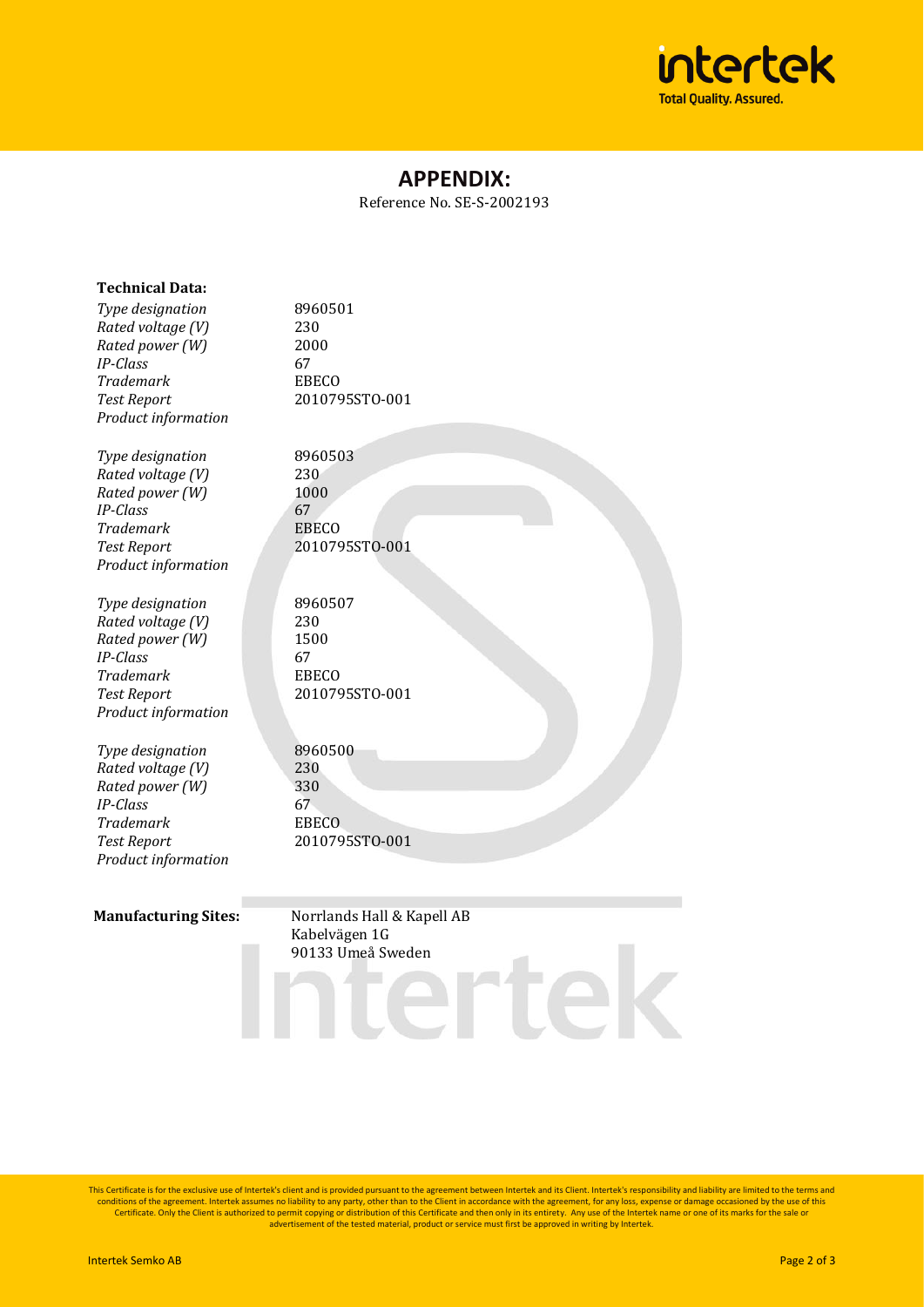# APPENDIX:

Reference No. SE-S-2002193

**Technical Data:**

| | |
|---|---|
| *Type designation* | 8960501 |
| *Rated voltage (V)* | 230 |
| *Rated power (W)* | 2000 |
| *IP-Class* | 67 |
| *Trademark* | EBECO |
| *Test Report* | 2010795STO-001 |
| *Product information* | |

| | |
|---|---|
| *Type designation* | 8960503 |
| *Rated voltage (V)* | 230 |
| *Rated power (W)* | 1000 |
| *IP-Class* | 67 |
| *Trademark* | EBECO |
| *Test Report* | 2010795STO-001 |
| *Product information* | |

| | |
|---|---|
| *Type designation* | 8960507 |
| *Rated voltage (V)* | 230 |
| *Rated power (W)* | 1500 |
| *IP-Class* | 67 |
| *Trademark* | EBECO |
| *Test Report* | 2010795STO-001 |
| *Product information* | |

| | |
|---|---|
| *Type designation* | 8960500 |
| *Rated voltage (V)* | 230 |
| *Rated power (W)* | 330 |
| *IP-Class* | 67 |
| *Trademark* | EBECO |
| *Test Report* | 2010795STO-001 |
| *Product information* | |

**Manufacturing Sites:**

Norrlands Hall & Kapell AB
Kabelvägen 1G
90133 Umeå Sweden

This Certificate is for the exclusive use of Intertek's client and is provided pursuant to the agreement between Intertek and its Client. Intertek's responsibility and liability are limited to the terms and conditions of the agreement. Intertek assumes no liability to any party, other than to the Client in accordance with the agreement, for any loss, expense or damage occasioned by the use of this Certificate. Only the Client is authorized to permit copying or distribution of this Certificate and then only in its entirety. Any use of the Intertek name or one of its marks for the sale or advertisement of the tested material, product or service must first be approved in writing by Intertek.

Intertek Semko AB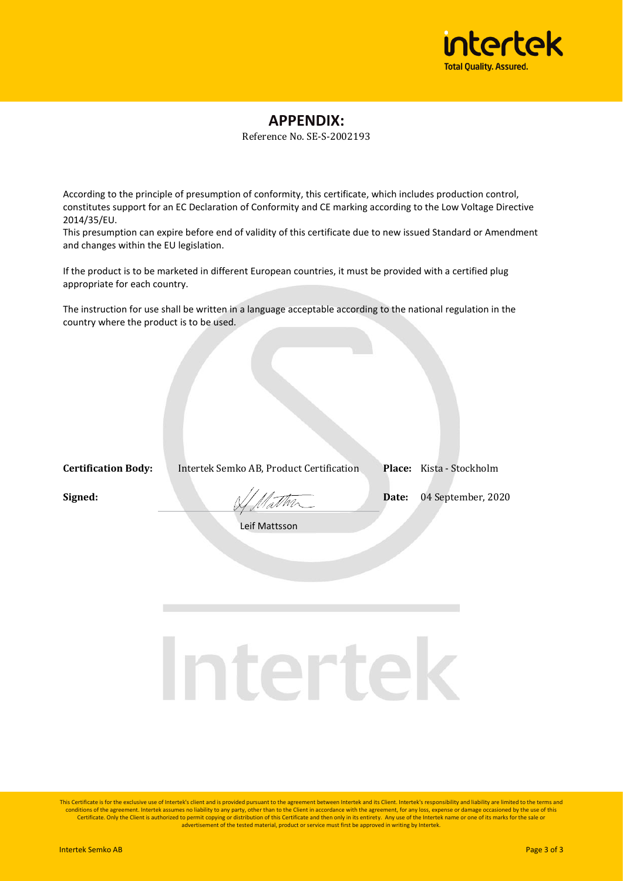## APPENDIX:

Reference No. SE-S-2002193

According to the principle of presumption of conformity, this certificate, which includes production control, constitutes support for an EC Declaration of Conformity and CE marking according to the Low Voltage Directive 2014/35/EU.
This presumption can expire before end of validity of this certificate due to new issued Standard or Amendment and changes within the EU legislation.

If the product is to be marketed in different European countries, it must be provided with a certified plug appropriate for each country.

The instruction for use shall be written in a language acceptable according to the national regulation in the country where the product is to be used.

**Certification Body:** Intertek Semko AB, Product Certification **Place:** Kista - Stockholm

**Signed:** Leif Mattsson **Date:** 04 September, 2020

This Certificate is for the exclusive use of Intertek's client and is provided pursuant to the agreement between Intertek and its Client. Intertek's responsibility and liability are limited to the terms and conditions of the agreement. Intertek assumes no liability to any party, other than to the Client in accordance with the agreement, for any loss, expense or damage occasioned by the use of this Certificate. Only the Client is authorized to permit copying or distribution of this Certificate and then only in its entirety. Any use of the Intertek name or one of its marks for the sale or advertisement of the tested material, product or service must first be approved in writing by Intertek.

Intertek Semko AB